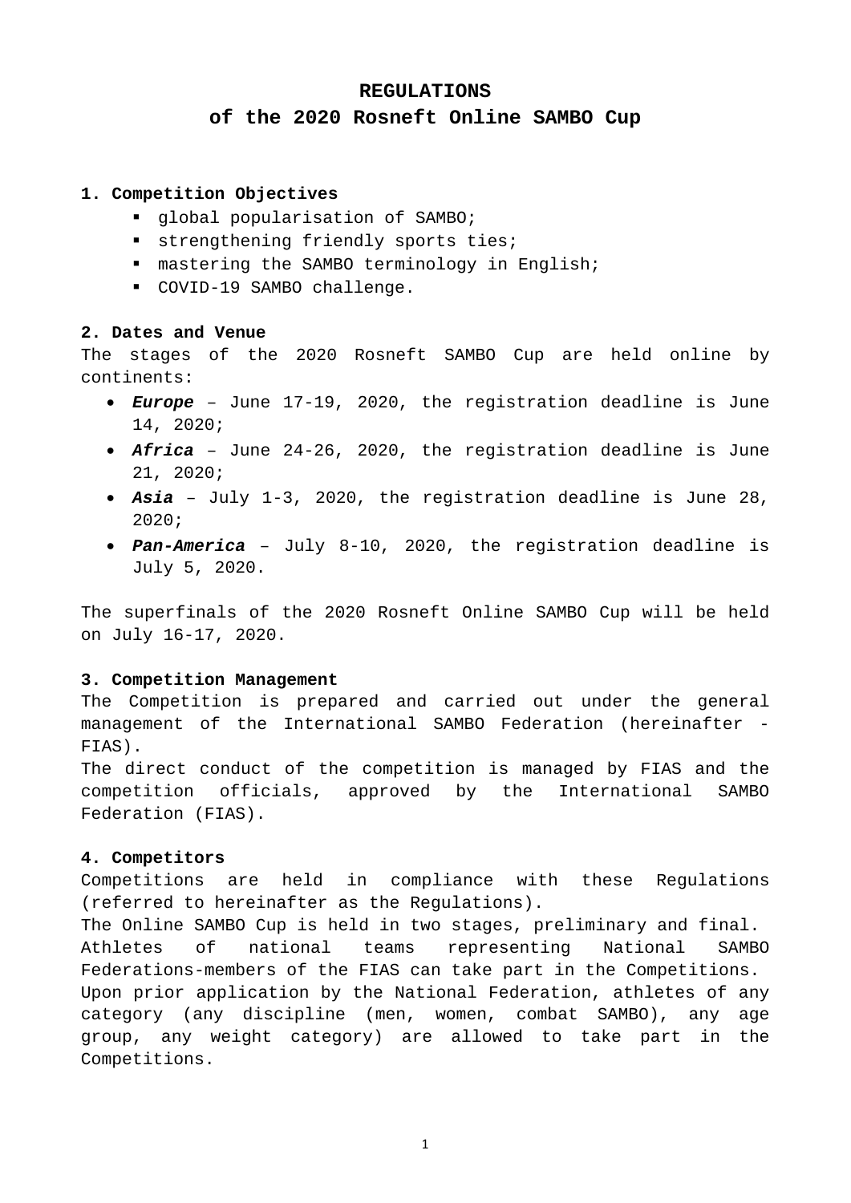# REGULATIONS
## of the 2020 Rosneft Online SAMBO Cup

### 1. Competition Objectives

- global popularisation of SAMBO;
- strengthening friendly sports ties;
- mastering the SAMBO terminology in English;
- COVID-19 SAMBO challenge.

### 2. Dates and Venue

The stages of the 2020 Rosneft SAMBO Cup are held online by continents:

- ***Europe*** – June 17-19, 2020, the registration deadline is June 14, 2020;
- ***Africa*** – June 24-26, 2020, the registration deadline is June 21, 2020;
- ***Asia*** – July 1-3, 2020, the registration deadline is June 28, 2020;
- ***Pan-America*** – July 8-10, 2020, the registration deadline is July 5, 2020.

The superfinals of the 2020 Rosneft Online SAMBO Cup will be held on July 16-17, 2020.

### 3. Competition Management

The Competition is prepared and carried out under the general management of the International SAMBO Federation (hereinafter - FIAS).

The direct conduct of the competition is managed by FIAS and the competition officials, approved by the International SAMBO Federation (FIAS).

### 4. Competitors

Competitions are held in compliance with these Regulations (referred to hereinafter as the Regulations).

The Online SAMBO Cup is held in two stages, preliminary and final.

Athletes of national teams representing National SAMBO Federations-members of the FIAS can take part in the Competitions.

Upon prior application by the National Federation, athletes of any category (any discipline (men, women, combat SAMBO), any age group, any weight category) are allowed to take part in the Competitions.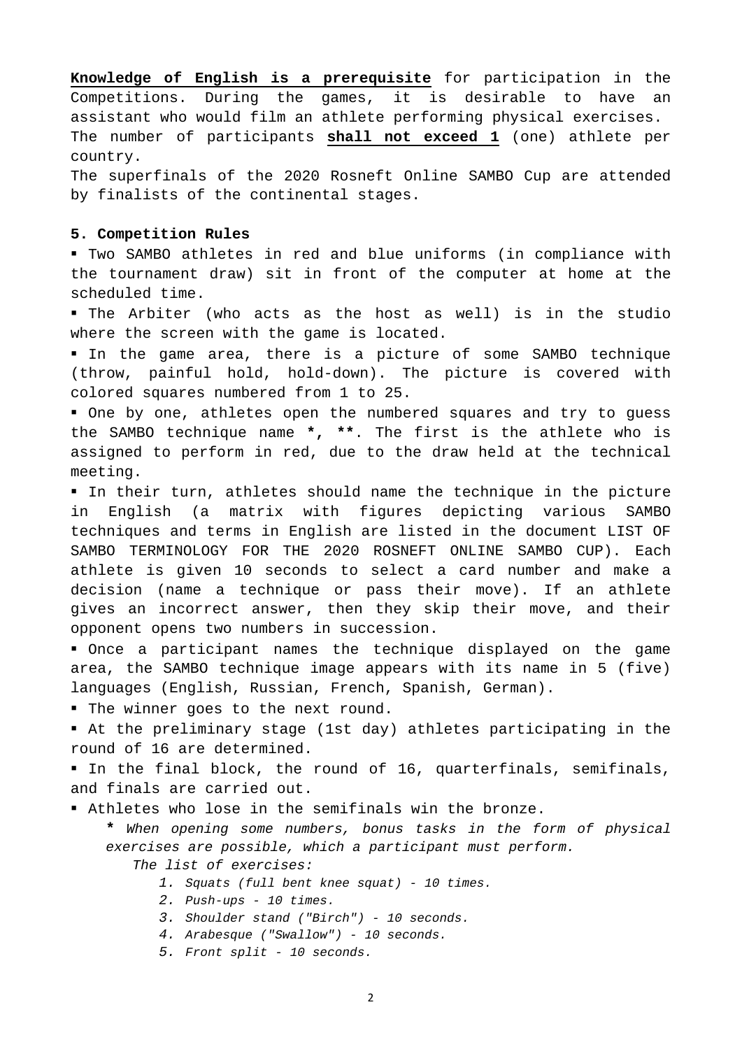**Knowledge of English is a prerequisite** for participation in the Competitions. During the games, it is desirable to have an assistant who would film an athlete performing physical exercises.
The number of participants **shall not exceed 1** (one) athlete per country.
The superfinals of the 2020 Rosneft Online SAMBO Cup are attended by finalists of the continental stages.

**5. Competition Rules**

- Two SAMBO athletes in red and blue uniforms (in compliance with the tournament draw) sit in front of the computer at home at the scheduled time.
- The Arbiter (who acts as the host as well) is in the studio where the screen with the game is located.
- In the game area, there is a picture of some SAMBO technique (throw, painful hold, hold-down). The picture is covered with colored squares numbered from 1 to 25.
- One by one, athletes open the numbered squares and try to guess the SAMBO technique name **\*, \*\***. The first is the athlete who is assigned to perform in red, due to the draw held at the technical meeting.
- In their turn, athletes should name the technique in the picture in English (a matrix with figures depicting various SAMBO techniques and terms in English are listed in the document LIST OF SAMBO TERMINOLOGY FOR THE 2020 ROSNEFT ONLINE SAMBO CUP). Each athlete is given 10 seconds to select a card number and make a decision (name a technique or pass their move). If an athlete gives an incorrect answer, then they skip their move, and their opponent opens two numbers in succession.
- Once a participant names the technique displayed on the game area, the SAMBO technique image appears with its name in 5 (five) languages (English, Russian, French, Spanish, German).
- The winner goes to the next round.
- At the preliminary stage (1st day) athletes participating in the round of 16 are determined.
- In the final block, the round of 16, quarterfinals, semifinals, and finals are carried out.
- Athletes who lose in the semifinals win the bronze.

**\*** *When opening some numbers, bonus tasks in the form of physical exercises are possible, which a participant must perform.*

*The list of exercises:*

1. *Squats (full bent knee squat) - 10 times.*
2. *Push-ups - 10 times.*
3. *Shoulder stand ("Birch") - 10 seconds.*
4. *Arabesque ("Swallow") - 10 seconds.*
5. *Front split - 10 seconds.*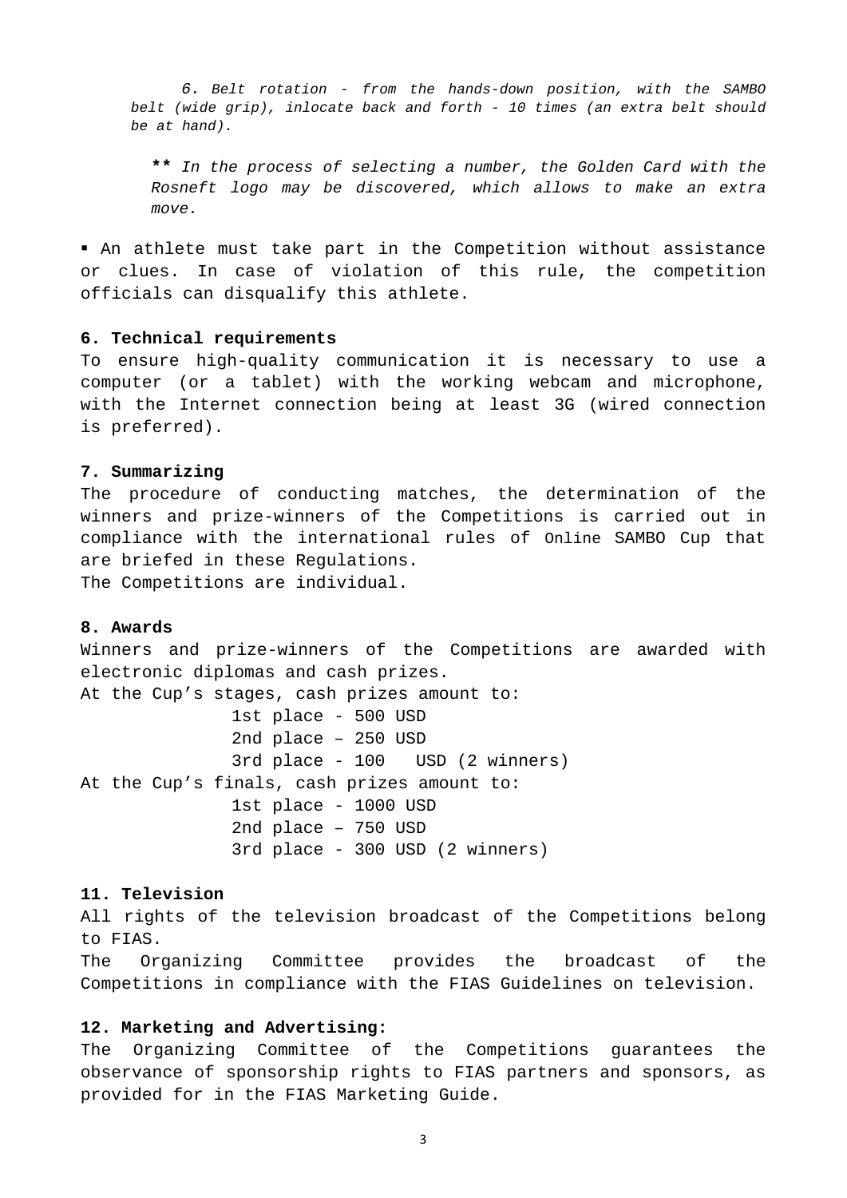*6. Belt rotation - from the hands-down position, with the SAMBO belt (wide grip), inlocate back and forth - 10 times (an extra belt should be at hand).*

**\*\*** *In the process of selecting a number, the Golden Card with the Rosneft logo may be discovered, which allows to make an extra move.*

- An athlete must take part in the Competition without assistance or clues. In case of violation of this rule, the competition officials can disqualify this athlete.

**6. Technical requirements**

To ensure high-quality communication it is necessary to use a computer (or a tablet) with the working webcam and microphone, with the Internet connection being at least 3G (wired connection is preferred).

**7. Summarizing**

The procedure of conducting matches, the determination of the winners and prize-winners of the Competitions is carried out in compliance with the international rules of Online SAMBO Cup that are briefed in these Regulations.
The Competitions are individual.

**8. Awards**

Winners and prize-winners of the Competitions are awarded with electronic diplomas and cash prizes.
At the Cup's stages, cash prizes amount to:

1st place - 500 USD
2nd place – 250 USD
3rd place - 100 USD (2 winners)

At the Cup's finals, cash prizes amount to:

1st place - 1000 USD
2nd place – 750 USD
3rd place - 300 USD (2 winners)

**11. Television**

All rights of the television broadcast of the Competitions belong to FIAS.
The Organizing Committee provides the broadcast of the Competitions in compliance with the FIAS Guidelines on television.

**12. Marketing and Advertising:**

The Organizing Committee of the Competitions guarantees the observance of sponsorship rights to FIAS partners and sponsors, as provided for in the FIAS Marketing Guide.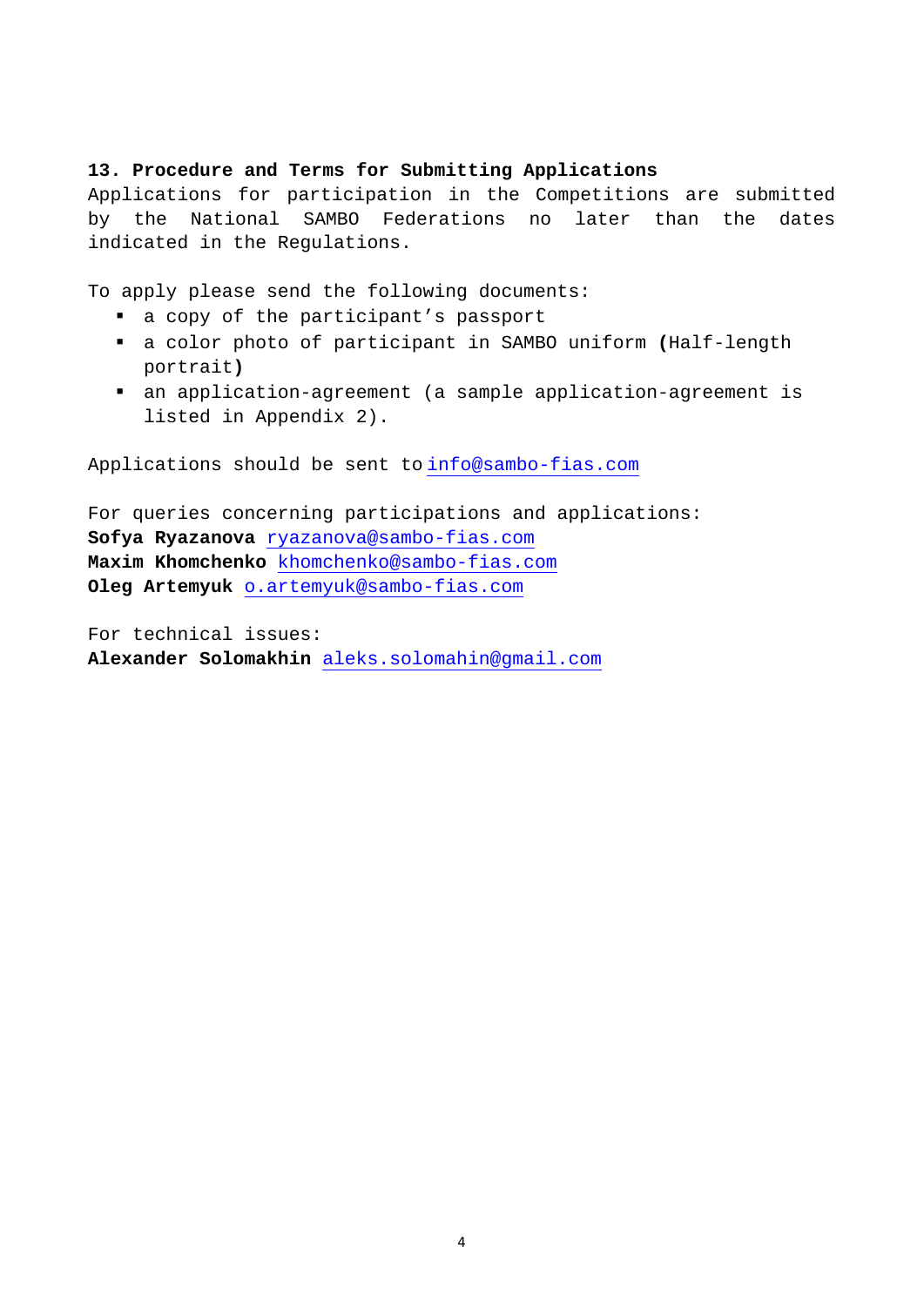**13. Procedure and Terms for Submitting Applications**

Applications for participation in the Competitions are submitted by the National SAMBO Federations no later than the dates indicated in the Regulations.

To apply please send the following documents:

- a copy of the participant's passport
- a color photo of participant in SAMBO uniform **(**Half-length portrait**)**
- an application-agreement (a sample application-agreement is listed in Appendix 2).

Applications should be sent to info@sambo-fias.com

For queries concerning participations and applications:
**Sofya Ryazanova** ryazanova@sambo-fias.com
**Maxim Khomchenko** khomchenko@sambo-fias.com
**Oleg Artemyuk** o.artemyuk@sambo-fias.com

For technical issues:
**Alexander Solomakhin** aleks.solomahin@gmail.com